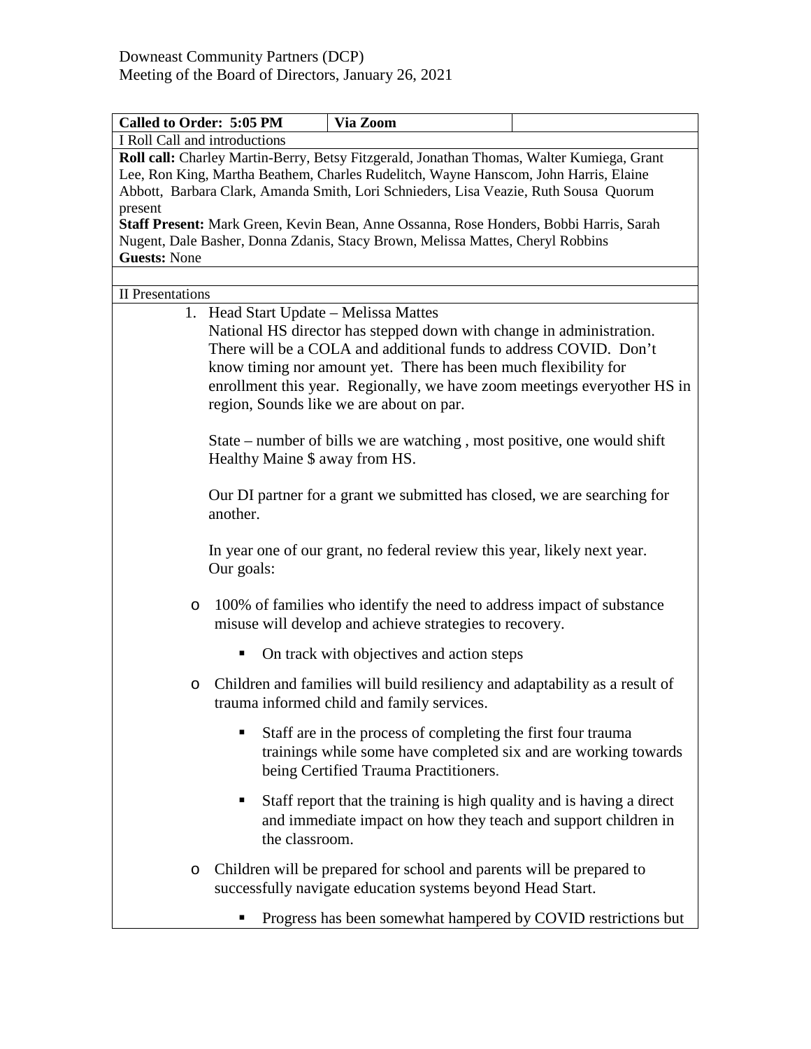Downeast Community Partners (DCP)
Meeting of the Board of Directors, January 26, 2021

| Called to Order: 5:05 PM | Via Zoom | |
|---|---|---|

I Roll Call and introductions

**Roll call:** Charley Martin-Berry, Betsy Fitzgerald, Jonathan Thomas, Walter Kumiega, Grant Lee, Ron King, Martha Beathem, Charles Rudelitch, Wayne Hanscom, John Harris, Elaine Abbott, Barbara Clark, Amanda Smith, Lori Schnieders, Lisa Veazie, Ruth Sousa Quorum present

**Staff Present:** Mark Green, Kevin Bean, Anne Ossanna, Rose Honders, Bobbi Harris, Sarah Nugent, Dale Basher, Donna Zdanis, Stacy Brown, Melissa Mattes, Cheryl Robbins

**Guests:** None

II Presentations

1. Head Start Update – Melissa Mattes

   National HS director has stepped down with change in administration. There will be a COLA and additional funds to address COVID. Don't know timing nor amount yet. There has been much flexibility for enrollment this year. Regionally, we have zoom meetings everyother HS in region, Sounds like we are about on par.

   State – number of bills we are watching , most positive, one would shift Healthy Maine $ away from HS.

   Our DI partner for a grant we submitted has closed, we are searching for another.

   In year one of our grant, no federal review this year, likely next year. Our goals:

   - 100% of families who identify the need to address impact of substance misuse will develop and achieve strategies to recovery.
     - On track with objectives and action steps
   - Children and families will build resiliency and adaptability as a result of trauma informed child and family services.
     - Staff are in the process of completing the first four trauma trainings while some have completed six and are working towards being Certified Trauma Practitioners.
     - Staff report that the training is high quality and is having a direct and immediate impact on how they teach and support children in the classroom.
   - Children will be prepared for school and parents will be prepared to successfully navigate education systems beyond Head Start.
     - Progress has been somewhat hampered by COVID restrictions but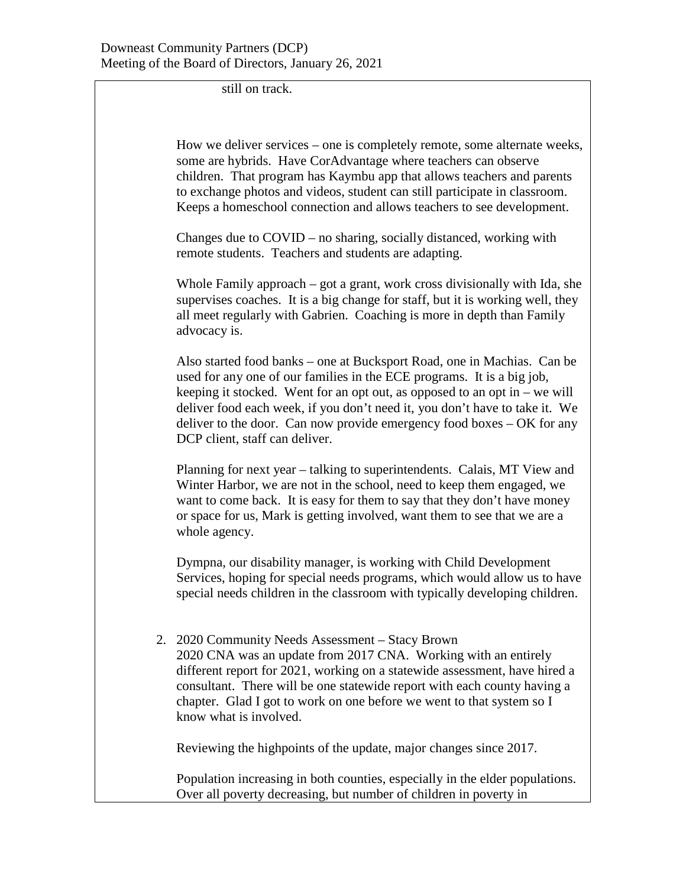still on track.

How we deliver services – one is completely remote, some alternate weeks, some are hybrids. Have CorAdvantage where teachers can observe children. That program has Kaymbu app that allows teachers and parents to exchange photos and videos, student can still participate in classroom. Keeps a homeschool connection and allows teachers to see development.

Changes due to COVID – no sharing, socially distanced, working with remote students. Teachers and students are adapting.

Whole Family approach – got a grant, work cross divisionally with Ida, she supervises coaches. It is a big change for staff, but it is working well, they all meet regularly with Gabrien. Coaching is more in depth than Family advocacy is.

Also started food banks – one at Bucksport Road, one in Machias. Can be used for any one of our families in the ECE programs. It is a big job, keeping it stocked. Went for an opt out, as opposed to an opt in – we will deliver food each week, if you don't need it, you don't have to take it. We deliver to the door. Can now provide emergency food boxes – OK for any DCP client, staff can deliver.

Planning for next year – talking to superintendents. Calais, MT View and Winter Harbor, we are not in the school, need to keep them engaged, we want to come back. It is easy for them to say that they don't have money or space for us, Mark is getting involved, want them to see that we are a whole agency.

Dympna, our disability manager, is working with Child Development Services, hoping for special needs programs, which would allow us to have special needs children in the classroom with typically developing children.

2. 2020 Community Needs Assessment – Stacy Brown
   2020 CNA was an update from 2017 CNA. Working with an entirely different report for 2021, working on a statewide assessment, have hired a consultant. There will be one statewide report with each county having a chapter. Glad I got to work on one before we went to that system so I know what is involved.

   Reviewing the highpoints of the update, major changes since 2017.

   Population increasing in both counties, especially in the elder populations. Over all poverty decreasing, but number of children in poverty in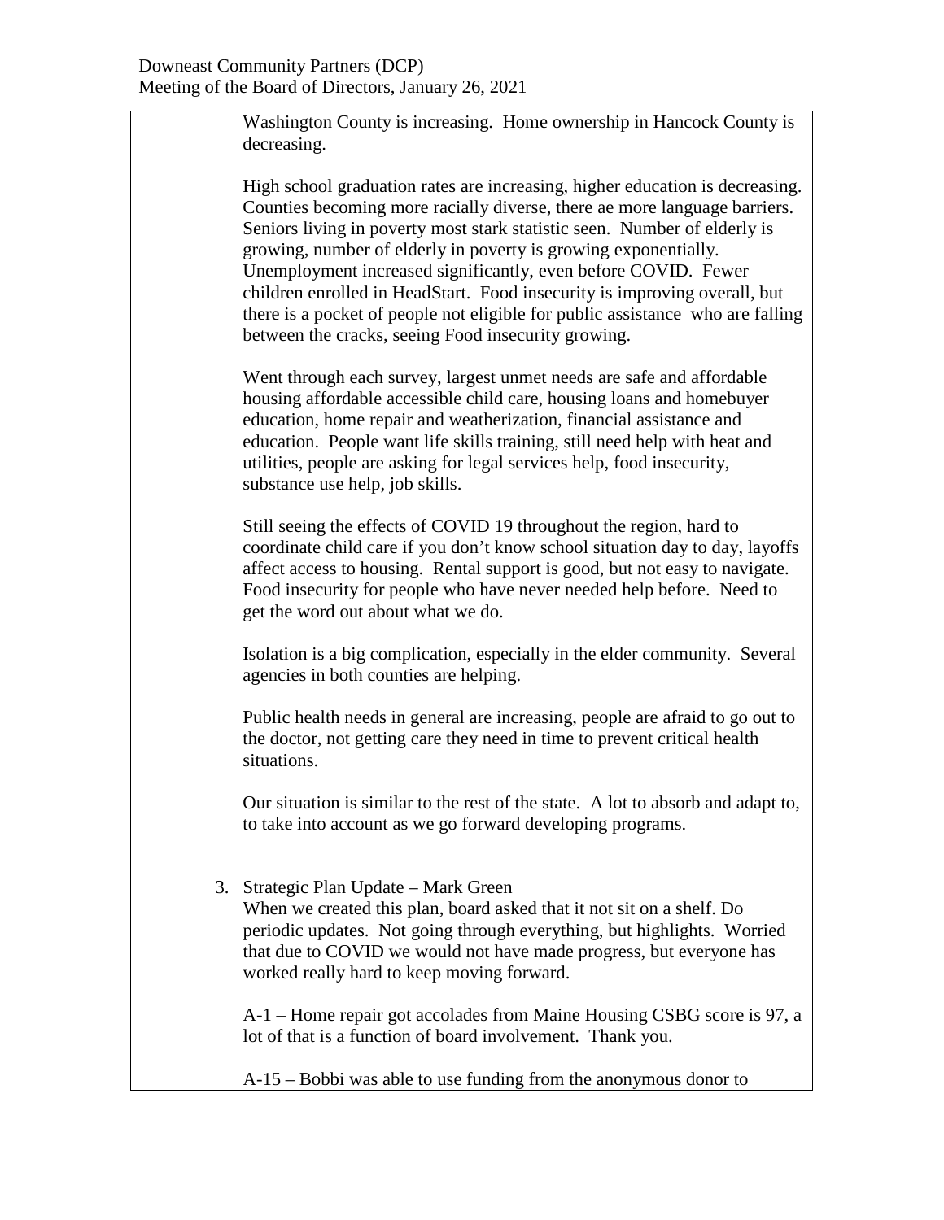Washington County is increasing. Home ownership in Hancock County is decreasing.

High school graduation rates are increasing, higher education is decreasing. Counties becoming more racially diverse, there ae more language barriers. Seniors living in poverty most stark statistic seen. Number of elderly is growing, number of elderly in poverty is growing exponentially. Unemployment increased significantly, even before COVID. Fewer children enrolled in HeadStart. Food insecurity is improving overall, but there is a pocket of people not eligible for public assistance who are falling between the cracks, seeing Food insecurity growing.

Went through each survey, largest unmet needs are safe and affordable housing affordable accessible child care, housing loans and homebuyer education, home repair and weatherization, financial assistance and education. People want life skills training, still need help with heat and utilities, people are asking for legal services help, food insecurity, substance use help, job skills.

Still seeing the effects of COVID 19 throughout the region, hard to coordinate child care if you don't know school situation day to day, layoffs affect access to housing. Rental support is good, but not easy to navigate. Food insecurity for people who have never needed help before. Need to get the word out about what we do.

Isolation is a big complication, especially in the elder community. Several agencies in both counties are helping.

Public health needs in general are increasing, people are afraid to go out to the doctor, not getting care they need in time to prevent critical health situations.

Our situation is similar to the rest of the state. A lot to absorb and adapt to, to take into account as we go forward developing programs.

3. Strategic Plan Update – Mark Green
   When we created this plan, board asked that it not sit on a shelf. Do periodic updates. Not going through everything, but highlights. Worried that due to COVID we would not have made progress, but everyone has worked really hard to keep moving forward.

   A-1 – Home repair got accolades from Maine Housing CSBG score is 97, a lot of that is a function of board involvement. Thank you.

   A-15 – Bobbi was able to use funding from the anonymous donor to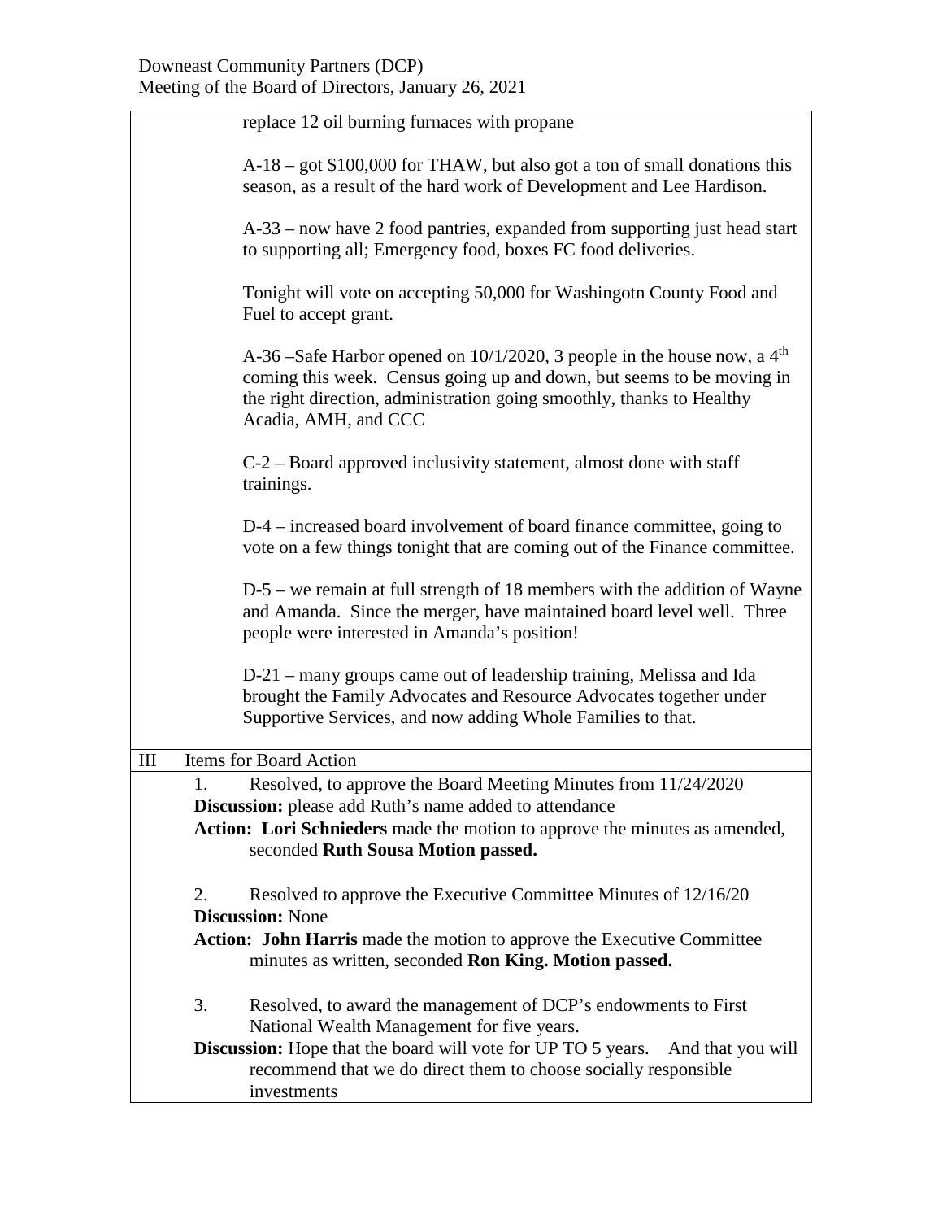replace 12 oil burning furnaces with propane

A-18 – got $100,000 for THAW, but also got a ton of small donations this season, as a result of the hard work of Development and Lee Hardison.

A-33 – now have 2 food pantries, expanded from supporting just head start to supporting all; Emergency food, boxes FC food deliveries.

Tonight will vote on accepting 50,000 for Washingotn County Food and Fuel to accept grant.

A-36 –Safe Harbor opened on 10/1/2020, 3 people in the house now, a 4th coming this week. Census going up and down, but seems to be moving in the right direction, administration going smoothly, thanks to Healthy Acadia, AMH, and CCC

C-2 – Board approved inclusivity statement, almost done with staff trainings.

D-4 – increased board involvement of board finance committee, going to vote on a few things tonight that are coming out of the Finance committee.

D-5 – we remain at full strength of 18 members with the addition of Wayne and Amanda. Since the merger, have maintained board level well. Three people were interested in Amanda's position!

D-21 – many groups came out of leadership training, Melissa and Ida brought the Family Advocates and Resource Advocates together under Supportive Services, and now adding Whole Families to that.

## III Items for Board Action

1. Resolved, to approve the Board Meeting Minutes from 11/24/2020

**Discussion:** please add Ruth's name added to attendance

**Action: Lori Schnieders** made the motion to approve the minutes as amended, seconded **Ruth Sousa Motion passed.**

2. Resolved to approve the Executive Committee Minutes of 12/16/20

**Discussion:** None

**Action: John Harris** made the motion to approve the Executive Committee minutes as written, seconded **Ron King. Motion passed.**

3. Resolved, to award the management of DCP's endowments to First National Wealth Management for five years.

**Discussion:** Hope that the board will vote for UP TO 5 years. And that you will recommend that we do direct them to choose socially responsible investments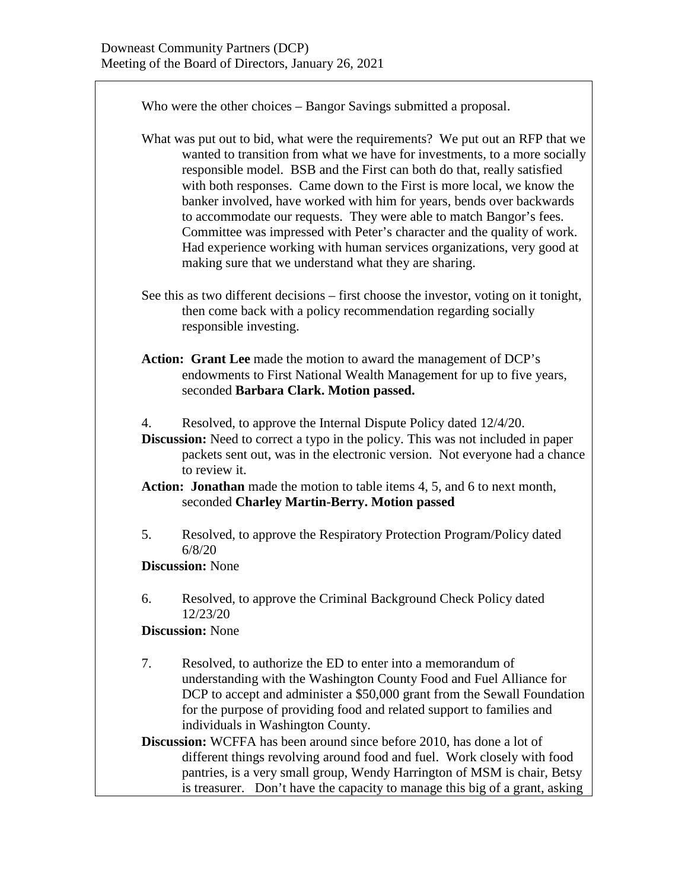Who were the other choices – Bangor Savings submitted a proposal.

What was put out to bid, what were the requirements? We put out an RFP that we wanted to transition from what we have for investments, to a more socially responsible model. BSB and the First can both do that, really satisfied with both responses. Came down to the First is more local, we know the banker involved, have worked with him for years, bends over backwards to accommodate our requests. They were able to match Bangor's fees. Committee was impressed with Peter's character and the quality of work. Had experience working with human services organizations, very good at making sure that we understand what they are sharing.

See this as two different decisions – first choose the investor, voting on it tonight, then come back with a policy recommendation regarding socially responsible investing.

**Action: Grant Lee** made the motion to award the management of DCP's endowments to First National Wealth Management for up to five years, seconded **Barbara Clark. Motion passed.**

4. Resolved, to approve the Internal Dispute Policy dated 12/4/20.

**Discussion:** Need to correct a typo in the policy. This was not included in paper packets sent out, was in the electronic version. Not everyone had a chance to review it.

**Action: Jonathan** made the motion to table items 4, 5, and 6 to next month, seconded **Charley Martin-Berry. Motion passed**

5. Resolved, to approve the Respiratory Protection Program/Policy dated 6/8/20

**Discussion:** None

6. Resolved, to approve the Criminal Background Check Policy dated 12/23/20

**Discussion:** None

7. Resolved, to authorize the ED to enter into a memorandum of understanding with the Washington County Food and Fuel Alliance for DCP to accept and administer a $50,000 grant from the Sewall Foundation for the purpose of providing food and related support to families and individuals in Washington County.

**Discussion:** WCFFA has been around since before 2010, has done a lot of different things revolving around food and fuel. Work closely with food pantries, is a very small group, Wendy Harrington of MSM is chair, Betsy is treasurer. Don't have the capacity to manage this big of a grant, asking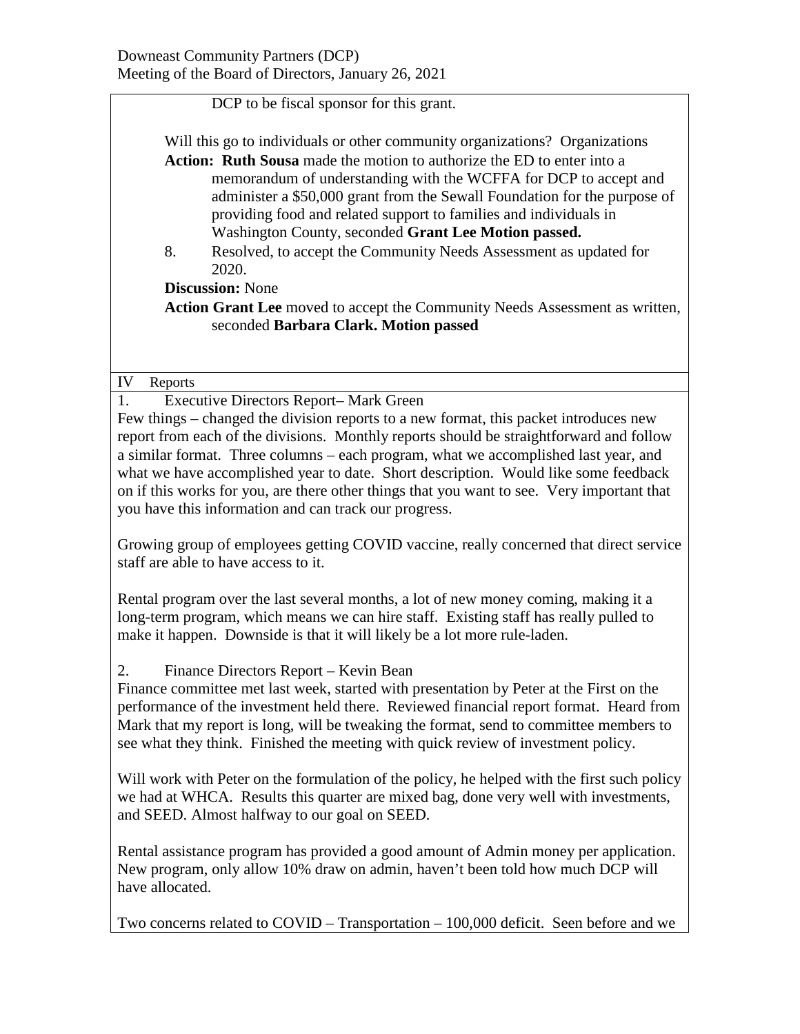DCP to be fiscal sponsor for this grant.

Will this go to individuals or other community organizations? Organizations

**Action: Ruth Sousa** made the motion to authorize the ED to enter into a memorandum of understanding with the WCFFA for DCP to accept and administer a $50,000 grant from the Sewall Foundation for the purpose of providing food and related support to families and individuals in Washington County, seconded **Grant Lee Motion passed.**

8. Resolved, to accept the Community Needs Assessment as updated for 2020.

**Discussion:** None

**Action Grant Lee** moved to accept the Community Needs Assessment as written, seconded **Barbara Clark. Motion passed**

## IV Reports

1. Executive Directors Report– Mark Green

Few things – changed the division reports to a new format, this packet introduces new report from each of the divisions. Monthly reports should be straightforward and follow a similar format. Three columns – each program, what we accomplished last year, and what we have accomplished year to date. Short description. Would like some feedback on if this works for you, are there other things that you want to see. Very important that you have this information and can track our progress.

Growing group of employees getting COVID vaccine, really concerned that direct service staff are able to have access to it.

Rental program over the last several months, a lot of new money coming, making it a long-term program, which means we can hire staff. Existing staff has really pulled to make it happen. Downside is that it will likely be a lot more rule-laden.

2. Finance Directors Report – Kevin Bean

Finance committee met last week, started with presentation by Peter at the First on the performance of the investment held there. Reviewed financial report format. Heard from Mark that my report is long, will be tweaking the format, send to committee members to see what they think. Finished the meeting with quick review of investment policy.

Will work with Peter on the formulation of the policy, he helped with the first such policy we had at WHCA. Results this quarter are mixed bag, done very well with investments, and SEED. Almost halfway to our goal on SEED.

Rental assistance program has provided a good amount of Admin money per application. New program, only allow 10% draw on admin, haven't been told how much DCP will have allocated.

Two concerns related to COVID – Transportation – 100,000 deficit. Seen before and we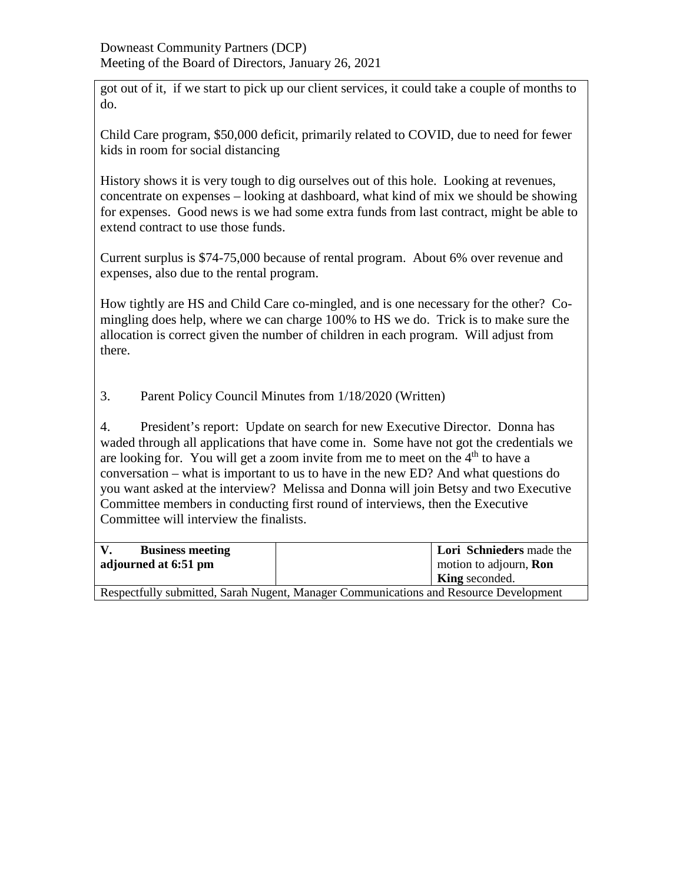got out of it, if we start to pick up our client services, it could take a couple of months to do.

Child Care program, $50,000 deficit, primarily related to COVID, due to need for fewer kids in room for social distancing

History shows it is very tough to dig ourselves out of this hole. Looking at revenues, concentrate on expenses – looking at dashboard, what kind of mix we should be showing for expenses. Good news is we had some extra funds from last contract, might be able to extend contract to use those funds.

Current surplus is $74-75,000 because of rental program. About 6% over revenue and expenses, also due to the rental program.

How tightly are HS and Child Care co-mingled, and is one necessary for the other? Co-mingling does help, where we can charge 100% to HS we do. Trick is to make sure the allocation is correct given the number of children in each program. Will adjust from there.

3. Parent Policy Council Minutes from 1/18/2020 (Written)

4. President's report: Update on search for new Executive Director. Donna has waded through all applications that have come in. Some have not got the credentials we are looking for. You will get a zoom invite from me to meet on the 4th to have a conversation – what is important to us to have in the new ED? And what questions do you want asked at the interview? Melissa and Donna will join Betsy and two Executive Committee members in conducting first round of interviews, then the Executive Committee will interview the finalists.

| | | |
|---|---|---|
| **V. Business meeting adjourned at 6:51 pm** | | **Lori Schnieders** made the motion to adjourn, **Ron King** seconded. |

Respectfully submitted, Sarah Nugent, Manager Communications and Resource Development